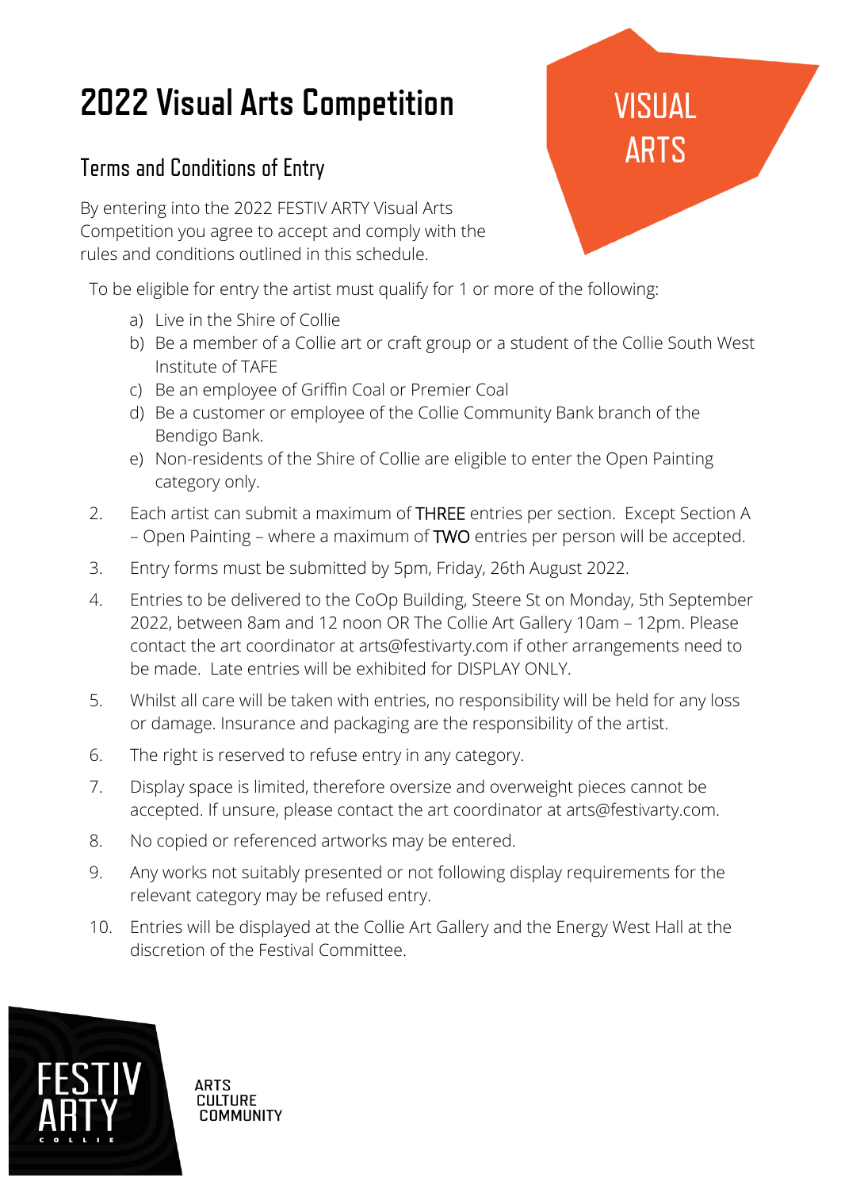# 2022 Visual Arts Competition

VISUAL ARTS

## Terms and Conditions of Entry

By entering into the 2022 FESTIV ARTY Visual Arts Competition you agree to accept and comply with the rules and conditions outlined in this schedule.

1. To be eligible for entry the artist must qualify for 1 or more of the following:
   a) Live in the Shire of Collie
   b) Be a member of a Collie art or craft group or a student of the Collie South West Institute of TAFE
   c) Be an employee of Griffin Coal or Premier Coal
   d) Be a customer or employee of the Collie Community Bank branch of the Bendigo Bank.
   e) Non-residents of the Shire of Collie are eligible to enter the Open Painting category only.
2. Each artist can submit a maximum of THREE entries per section. Except Section A – Open Painting – where a maximum of TWO entries per person will be accepted.
3. Entry forms must be submitted by 5pm, Friday, 26th August 2022.
4. Entries to be delivered to the CoOp Building, Steere St on Monday, 5th September 2022, between 8am and 12 noon OR The Collie Art Gallery 10am – 12pm. Please contact the art coordinator at arts@festivarty.com if other arrangements need to be made. Late entries will be exhibited for DISPLAY ONLY.
5. Whilst all care will be taken with entries, no responsibility will be held for any loss or damage. Insurance and packaging are the responsibility of the artist.
6. The right is reserved to refuse entry in any category.
7. Display space is limited, therefore oversize and overweight pieces cannot be accepted. If unsure, please contact the art coordinator at arts@festivarty.com.
8. No copied or referenced artworks may be entered.
9. Any works not suitably presented or not following display requirements for the relevant category may be refused entry.
10. Entries will be displayed at the Collie Art Gallery and the Energy West Hall at the discretion of the Festival Committee.

FESTIV ARTY COLLIE

ARTS CULTURE COMMUNITY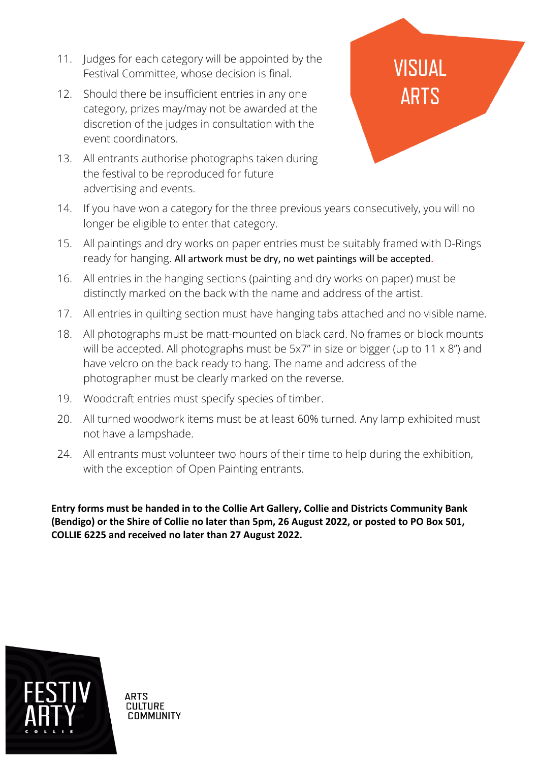# VISUAL ARTS

11. Judges for each category will be appointed by the Festival Committee, whose decision is final.
12. Should there be insufficient entries in any one category, prizes may/may not be awarded at the discretion of the judges in consultation with the event coordinators.
13. All entrants authorise photographs taken during the festival to be reproduced for future advertising and events.
14. If you have won a category for the three previous years consecutively, you will no longer be eligible to enter that category.
15. All paintings and dry works on paper entries must be suitably framed with D-Rings ready for hanging. All artwork must be dry, no wet paintings will be accepted.
16. All entries in the hanging sections (painting and dry works on paper) must be distinctly marked on the back with the name and address of the artist.
17. All entries in quilting section must have hanging tabs attached and no visible name.
18. All photographs must be matt-mounted on black card. No frames or block mounts will be accepted. All photographs must be 5x7" in size or bigger (up to 11 x 8") and have velcro on the back ready to hang. The name and address of the photographer must be clearly marked on the reverse.
19. Woodcraft entries must specify species of timber.
20. All turned woodwork items must be at least 60% turned. Any lamp exhibited must not have a lampshade.
24. All entrants must volunteer two hours of their time to help during the exhibition, with the exception of Open Painting entrants.

**Entry forms must be handed in to the Collie Art Gallery, Collie and Districts Community Bank (Bendigo) or the Shire of Collie no later than 5pm, 26 August 2022, or posted to PO Box 501, COLLIE 6225 and received no later than 27 August 2022.**

FESTIV ARTY COLLIE

ARTS CULTURE COMMUNITY